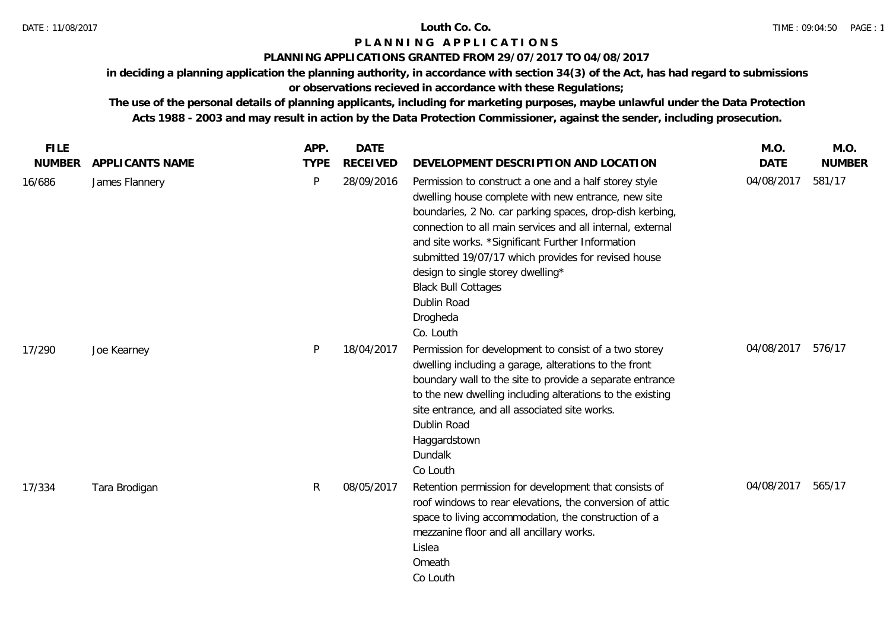# Louth Co. Co.

## PLANNING APPLICATIONS

### PLANNING APPLICATIONS GRANTED FROM 29/07/2017 TO 04/08/2017

**in deciding a planning application the planning authority, in accordance with section 34(3) of the Act, has had regard to submissions or observations recieved in accordance with these Regulations;**

**The use of the personal details of planning applicants, including for marketing purposes, maybe unlawful under the Data Protection Acts 1988 - 2003 and may result in action by the Data Protection Commissioner, against the sender, including prosecution.**

| FILE NUMBER | APPLICANTS NAME | APP. TYPE | DATE RECEIVED | DEVELOPMENT DESCRIPTION AND LOCATION | M.O. DATE | M.O. NUMBER |
|---|---|---|---|---|---|---|
| 16/686 | James Flannery | P | 28/09/2016 | Permission to construct a one and a half storey style dwelling house complete with new entrance, new site boundaries, 2 No. car parking spaces, drop-dish kerbing, connection to all main services and all internal, external and site works. *Significant Further Information submitted 19/07/17 which provides for revised house design to single storey dwelling*<br>Black Bull Cottages<br>Dublin Road<br>Drogheda<br>Co. Louth | 04/08/2017 | 581/17 |
| 17/290 | Joe Kearney | P | 18/04/2017 | Permission for development to consist of a two storey dwelling including a garage, alterations to the front boundary wall to the site to provide a separate entrance to the new dwelling including alterations to the existing site entrance, and all associated site works.<br>Dublin Road<br>Haggardstown<br>Dundalk<br>Co Louth | 04/08/2017 | 576/17 |
| 17/334 | Tara Brodigan | R | 08/05/2017 | Retention permission for development that consists of roof windows to rear elevations, the conversion of attic space to living accommodation, the construction of a mezzanine floor and all ancillary works.<br>Lislea<br>Omeath<br>Co Louth | 04/08/2017 | 565/17 |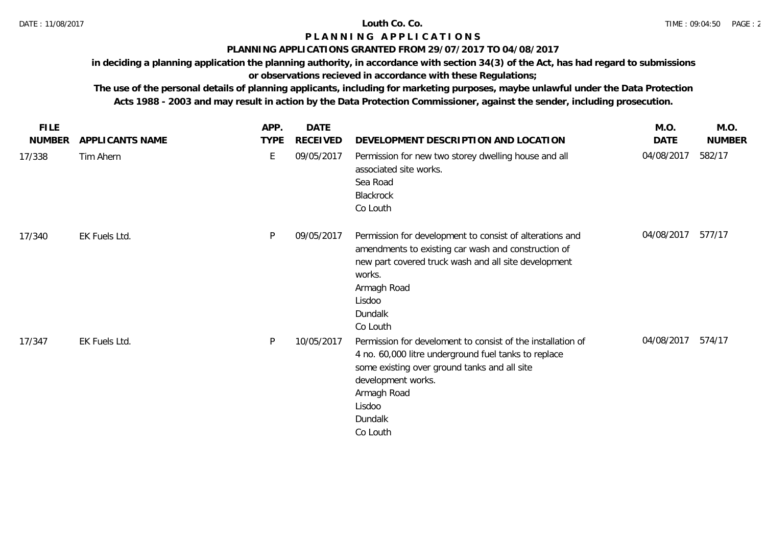**Louth Co. Co.**

**P L A N N I N G   A P P L I C A T I O N S**

**PLANNING APPLICATIONS GRANTED FROM 29/07/2017 TO 04/08/2017**

**in deciding a planning application the planning authority, in accordance with section 34(3) of the Act, has had regard to submissions or observations recieved in accordance with these Regulations;**

**The use of the personal details of planning applicants, including for marketing purposes, maybe unlawful under the Data Protection Acts 1988 - 2003 and may result in action by the Data Protection Commissioner, against the sender, including prosecution.**

| FILE NUMBER | APPLICANTS NAME | APP. TYPE | DATE RECEIVED | DEVELOPMENT DESCRIPTION AND LOCATION | M.O. DATE | M.O. NUMBER |
|---|---|---|---|---|---|---|
| 17/338 | Tim Ahern | E | 09/05/2017 | Permission for new two storey dwelling house and all associated site works.<br>Sea Road<br>Blackrock<br>Co Louth | 04/08/2017 | 582/17 |
| 17/340 | EK Fuels Ltd. | P | 09/05/2017 | Permission for development to consist of alterations and amendments to existing car wash and construction of new part covered truck wash and all site development works.<br>Armagh Road<br>Lisdoo<br>Dundalk<br>Co Louth | 04/08/2017 | 577/17 |
| 17/347 | EK Fuels Ltd. | P | 10/05/2017 | Permission for develoment to consist of the installation of 4 no. 60,000 litre underground fuel tanks to replace some existing over ground tanks and all site development works.<br>Armagh Road<br>Lisdoo<br>Dundalk<br>Co Louth | 04/08/2017 | 574/17 |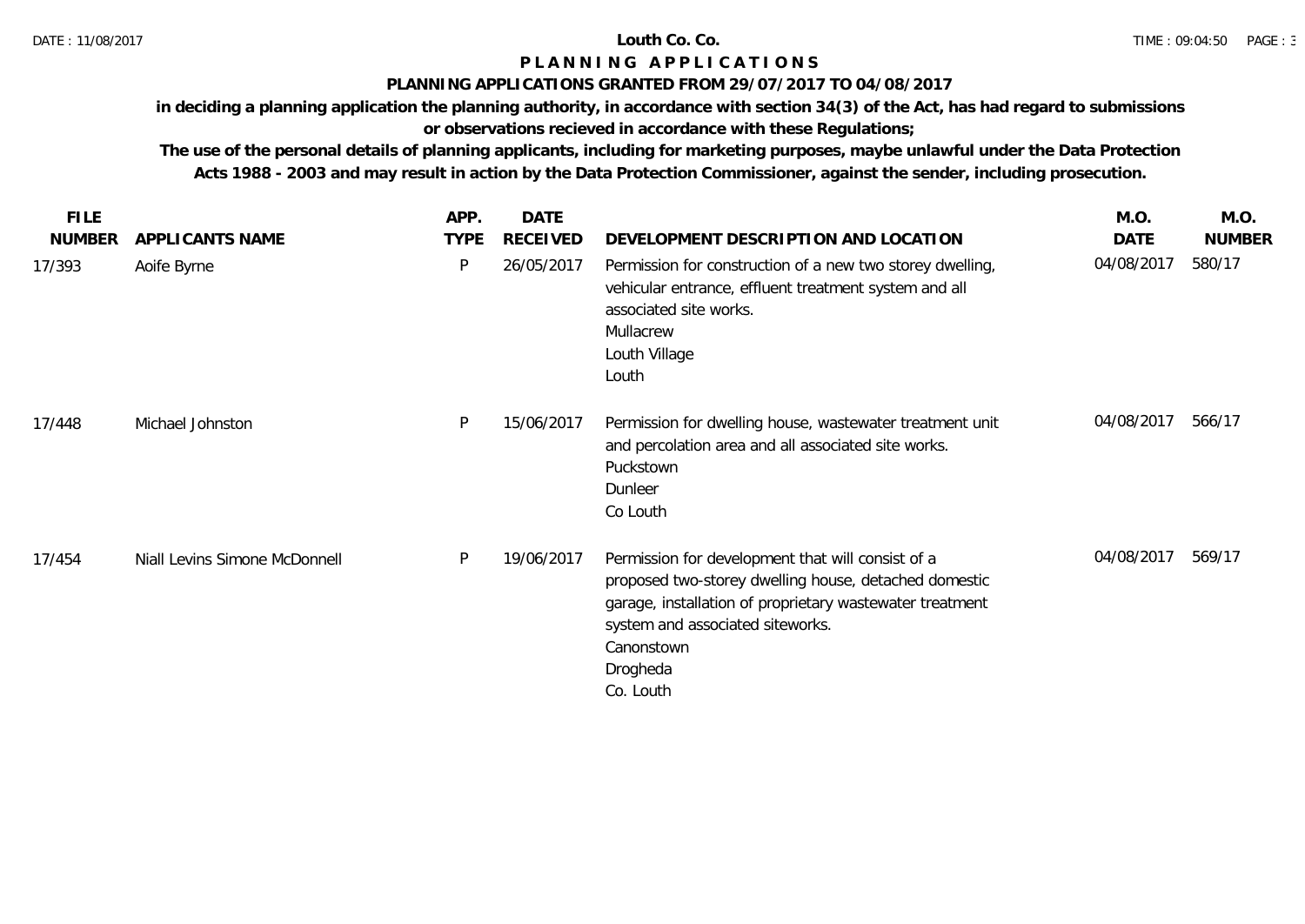# Louth Co. Co.

## PLANNING APPLICATIONS

### PLANNING APPLICATIONS GRANTED FROM 29/07/2017 TO 04/08/2017

**in deciding a planning application the planning authority, in accordance with section 34(3) of the Act, has had regard to submissions or observations recieved in accordance with these Regulations;**

**The use of the personal details of planning applicants, including for marketing purposes, maybe unlawful under the Data Protection Acts 1988 - 2003 and may result in action by the Data Protection Commissioner, against the sender, including prosecution.**

| FILE NUMBER | APPLICANTS NAME | APP. TYPE | DATE RECEIVED | DEVELOPMENT DESCRIPTION AND LOCATION | M.O. DATE | M.O. NUMBER |
|---|---|---|---|---|---|---|
| 17/393 | Aoife Byrne | P | 26/05/2017 | Permission for construction of a new two storey dwelling, vehicular entrance, effluent treatment system and all associated site works.<br>Mullacrew<br>Louth Village<br>Louth | 04/08/2017 | 580/17 |
| 17/448 | Michael Johnston | P | 15/06/2017 | Permission for dwelling house, wastewater treatment unit and percolation area and all associated site works.<br>Puckstown<br>Dunleer<br>Co Louth | 04/08/2017 | 566/17 |
| 17/454 | Niall Levins Simone McDonnell | P | 19/06/2017 | Permission for development that will consist of a proposed two-storey dwelling house, detached domestic garage, installation of proprietary wastewater treatment system and associated siteworks.<br>Canonstown<br>Drogheda<br>Co. Louth | 04/08/2017 | 569/17 |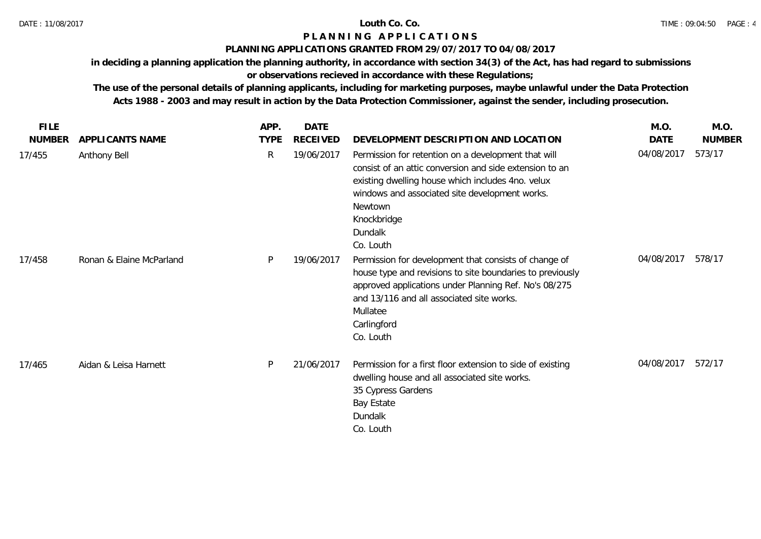**Louth Co. Co.**

# P L A N N I N G   A P P L I C A T I O N S

**PLANNING APPLICATIONS GRANTED FROM 29/07/2017 TO 04/08/2017**

**in deciding a planning application the planning authority, in accordance with section 34(3) of the Act, has had regard to submissions or observations recieved in accordance with these Regulations;**

**The use of the personal details of planning applicants, including for marketing purposes, maybe unlawful under the Data Protection Acts 1988 - 2003 and may result in action by the Data Protection Commissioner, against the sender, including prosecution.**

| FILE NUMBER | APPLICANTS NAME | APP. TYPE | DATE RECEIVED | DEVELOPMENT DESCRIPTION AND LOCATION | M.O. DATE | M.O. NUMBER |
|---|---|---|---|---|---|---|
| 17/455 | Anthony Bell | R | 19/06/2017 | Permission for retention on a development that will consist of an attic conversion and side extension to an existing dwelling house which includes 4no. velux windows and associated site development works. Newtown Knockbridge Dundalk Co. Louth | 04/08/2017 | 573/17 |
| 17/458 | Ronan & Elaine McParland | P | 19/06/2017 | Permission for development that consists of change of house type and revisions to site boundaries to previously approved applications under Planning Ref. No's 08/275 and 13/116 and all associated site works. Mullatee Carlingford Co. Louth | 04/08/2017 | 578/17 |
| 17/465 | Aidan & Leisa Harnett | P | 21/06/2017 | Permission for a first floor extension to side of existing dwelling house and all associated site works. 35 Cypress Gardens Bay Estate Dundalk Co. Louth | 04/08/2017 | 572/17 |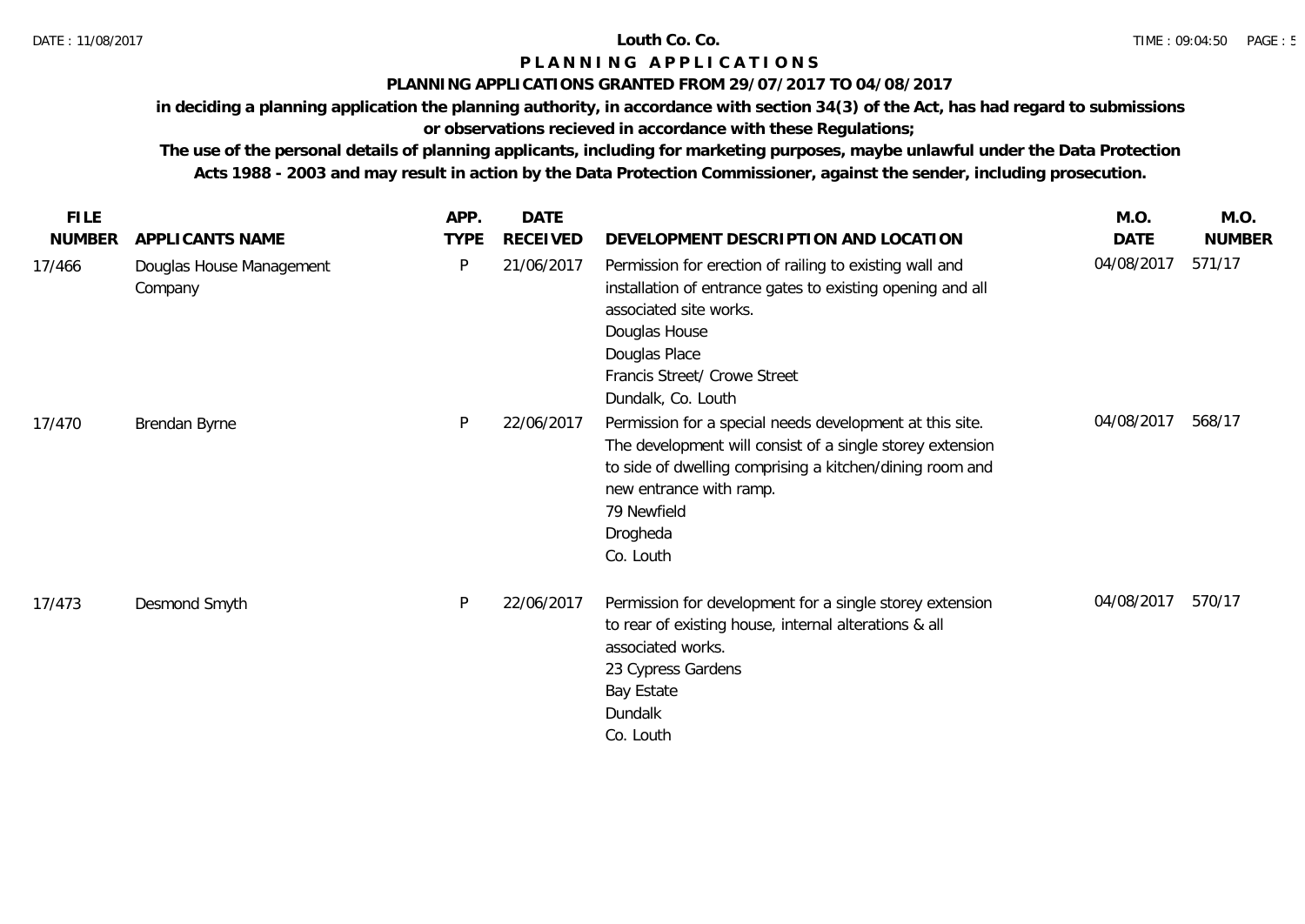**Louth Co. Co.**

# P L A N N I N G   A P P L I C A T I O N S

## PLANNING APPLICATIONS GRANTED FROM 29/07/2017 TO 04/08/2017

**in deciding a planning application the planning authority, in accordance with section 34(3) of the Act, has had regard to submissions or observations recieved in accordance with these Regulations;**

**The use of the personal details of planning applicants, including for marketing purposes, maybe unlawful under the Data Protection Acts 1988 - 2003 and may result in action by the Data Protection Commissioner, against the sender, including prosecution.**

| FILE NUMBER | APPLICANTS NAME | APP. TYPE | DATE RECEIVED | DEVELOPMENT DESCRIPTION AND LOCATION | M.O. DATE | M.O. NUMBER |
|---|---|---|---|---|---|---|
| 17/466 | Douglas House Management Company | P | 21/06/2017 | Permission for erection of railing to existing wall and installation of entrance gates to existing opening and all associated site works.<br>Douglas House<br>Douglas Place<br>Francis Street/ Crowe Street<br>Dundalk, Co. Louth | 04/08/2017 | 571/17 |
| 17/470 | Brendan Byrne | P | 22/06/2017 | Permission for a special needs development at this site. The development will consist of a single storey extension to side of dwelling comprising a kitchen/dining room and new entrance with ramp.<br>79 Newfield<br>Drogheda<br>Co. Louth | 04/08/2017 | 568/17 |
| 17/473 | Desmond Smyth | P | 22/06/2017 | Permission for development for a single storey extension to rear of existing house, internal alterations & all associated works.<br>23 Cypress Gardens<br>Bay Estate<br>Dundalk<br>Co. Louth | 04/08/2017 | 570/17 |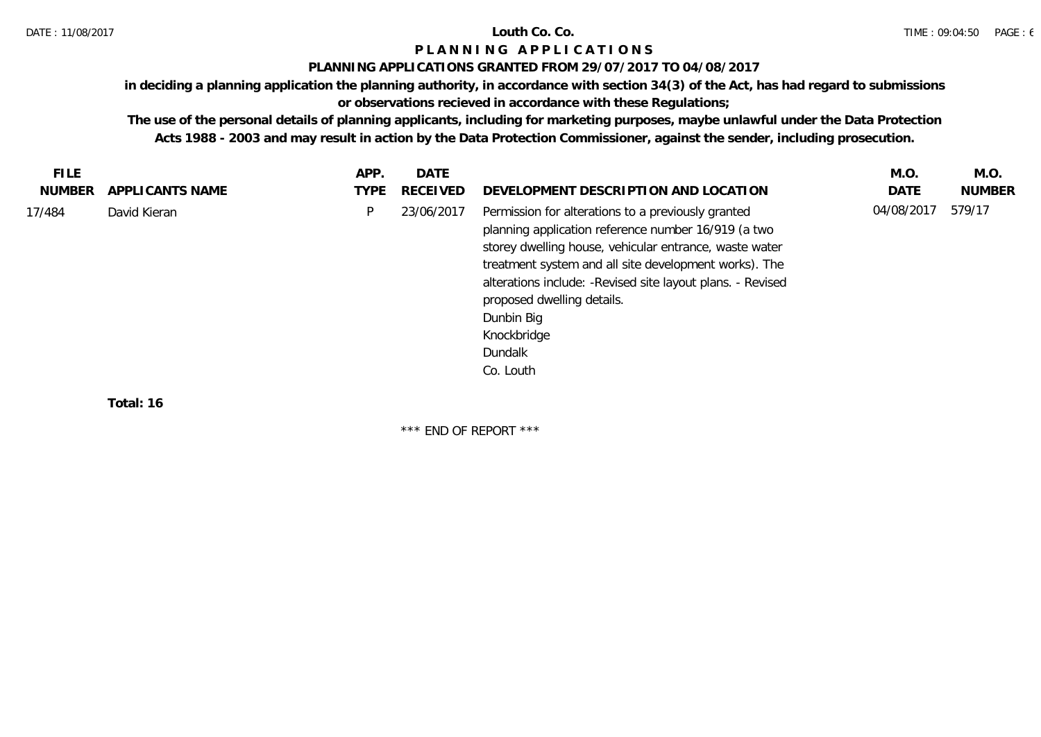# PLANNING APPLICATIONS

## PLANNING APPLICATIONS GRANTED FROM 29/07/2017 TO 04/08/2017

**in deciding a planning application the planning authority, in accordance with section 34(3) of the Act, has had regard to submissions or observations recieved in accordance with these Regulations;**

**The use of the personal details of planning applicants, including for marketing purposes, maybe unlawful under the Data Protection Acts 1988 - 2003 and may result in action by the Data Protection Commissioner, against the sender, including prosecution.**

| FILE NUMBER | APPLICANTS NAME | APP. TYPE | DATE RECEIVED | DEVELOPMENT DESCRIPTION AND LOCATION | M.O. DATE | M.O. NUMBER |
|---|---|---|---|---|---|---|
| 17/484 | David Kieran | P | 23/06/2017 | Permission for alterations to a previously granted planning application reference number 16/919 (a two storey dwelling house, vehicular entrance, waste water treatment system and all site development works). The alterations include: -Revised site layout plans. - Revised proposed dwelling details. Dunbin Big Knockbridge Dundalk Co. Louth | 04/08/2017 | 579/17 |

**Total: 16**

*** END OF REPORT ***